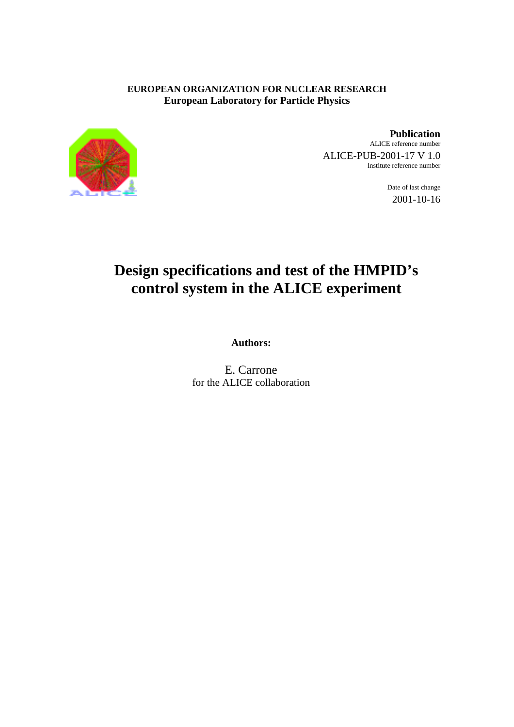**EUROPEAN ORGANIZATION FOR NUCLEAR RESEARCH**
**European Laboratory for Particle Physics**

**Publication**
ALICE reference number
ALICE-PUB-2001-17 V 1.0
Institute reference number

Date of last change
2001-10-16

# Design specifications and test of the HMPID's control system in the ALICE experiment

**Authors:**

E. Carrone
for the ALICE collaboration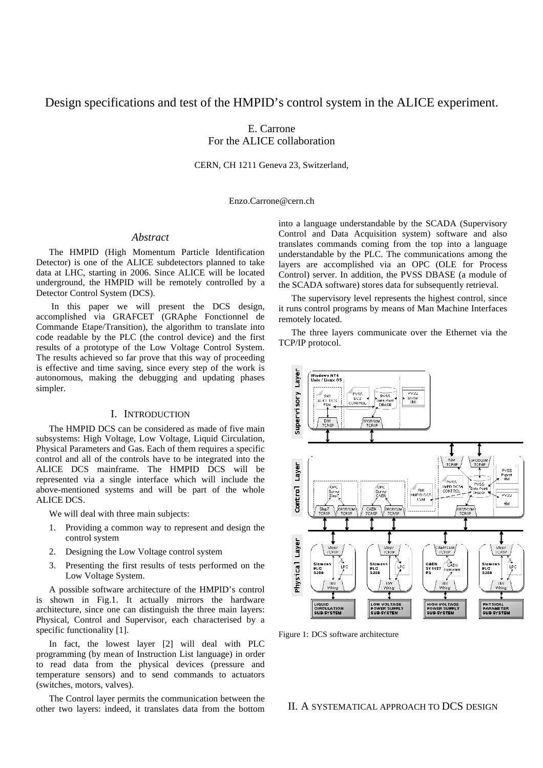# Design specifications and test of the HMPID's control system in the ALICE experiment.

E. Carrone
For the ALICE collaboration

CERN, CH 1211 Geneva 23, Switzerland,

Enzo.Carrone@cern.ch

## *Abstract*

The HMPID (High Momentum Particle Identification Detector) is one of the ALICE subdetectors planned to take data at LHC, starting in 2006. Since ALICE will be located underground, the HMPID will be remotely controlled by a Detector Control System (DCS).

In this paper we will present the DCS design, accomplished via GRAFCET (GRAphe Fonctionnel de Commande Etape/Transition), the algorithm to translate into code readable by the PLC (the control device) and the first results of a prototype of the Low Voltage Control System. The results achieved so far prove that this way of proceeding is effective and time saving, since every step of the work is autonomous, making the debugging and updating phases simpler.

## I. Introduction

The HMPID DCS can be considered as made of five main subsystems: High Voltage, Low Voltage, Liquid Circulation, Physical Parameters and Gas. Each of them requires a specific control and all of the controls have to be integrated into the ALICE DCS mainframe. The HMPID DCS will be represented via a single interface which will include the above-mentioned systems and will be part of the whole ALICE DCS.

We will deal with three main subjects:

1. Providing a common way to represent and design the control system
2. Designing the Low Voltage control system
3. Presenting the first results of tests performed on the Low Voltage System.

A possible software architecture of the HMPID's control is shown in Fig.1. It actually mirrors the hardware architecture, since one can distinguish the three main layers: Physical, Control and Supervisor, each characterised by a specific functionality [1].

In fact, the lowest layer [2] will deal with PLC programming (by mean of Instruction List language) in order to read data from the physical devices (pressure and temperature sensors) and to send commands to actuators (switches, motors, valves).

The Control layer permits the communication between the other two layers: indeed, it translates data from the bottom into a language understandable by the SCADA (Supervisory Control and Data Acquisition system) software and also translates commands coming from the top into a language understandable by the PLC. The communications among the layers are accomplished via an OPC (OLE for Process Control) server. In addition, the PVSS DBASE (a module of the SCADA software) stores data for subsequently retrieval.

The supervisory level represents the highest control, since it runs control programs by means of Man Machine Interfaces remotely located.

The three layers communicate over the Ethernet via the TCP/IP protocol.

Figure 1: DCS software architecture

## II. A systematical approach to DCS design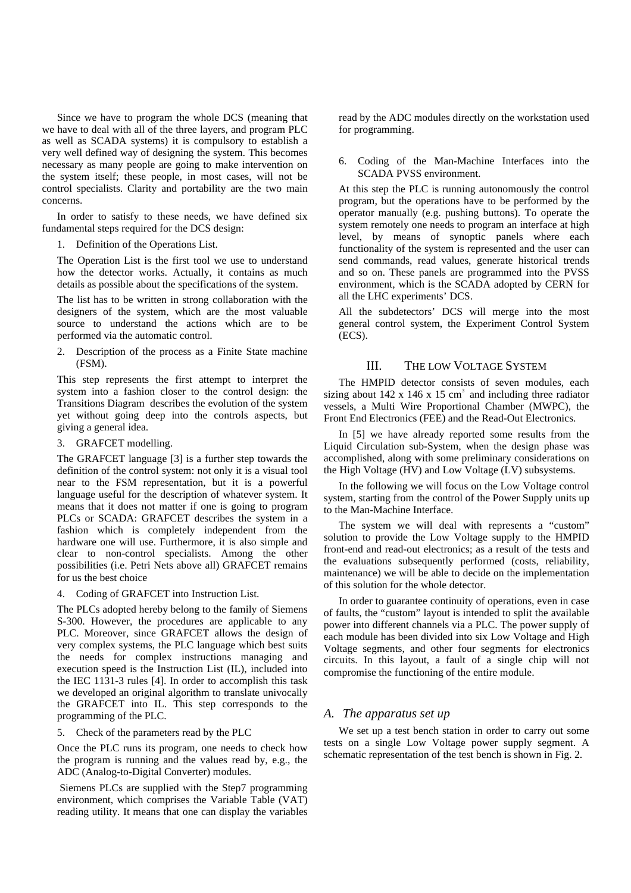Since we have to program the whole DCS (meaning that we have to deal with all of the three layers, and program PLC as well as SCADA systems) it is compulsory to establish a very well defined way of designing the system. This becomes necessary as many people are going to make intervention on the system itself; these people, in most cases, will not be control specialists. Clarity and portability are the two main concerns.

In order to satisfy to these needs, we have defined six fundamental steps required for the DCS design:

1. Definition of the Operations List.

The Operation List is the first tool we use to understand how the detector works. Actually, it contains as much details as possible about the specifications of the system.

The list has to be written in strong collaboration with the designers of the system, which are the most valuable source to understand the actions which are to be performed via the automatic control.

2. Description of the process as a Finite State machine (FSM).

This step represents the first attempt to interpret the system into a fashion closer to the control design: the Transitions Diagram describes the evolution of the system yet without going deep into the controls aspects, but giving a general idea.

3. GRAFCET modelling.

The GRAFCET language [3] is a further step towards the definition of the control system: not only it is a visual tool near to the FSM representation, but it is a powerful language useful for the description of whatever system. It means that it does not matter if one is going to program PLCs or SCADA: GRAFCET describes the system in a fashion which is completely independent from the hardware one will use. Furthermore, it is also simple and clear to non-control specialists. Among the other possibilities (i.e. Petri Nets above all) GRAFCET remains for us the best choice

4. Coding of GRAFCET into Instruction List.

The PLCs adopted hereby belong to the family of Siemens S-300. However, the procedures are applicable to any PLC. Moreover, since GRAFCET allows the design of very complex systems, the PLC language which best suits the needs for complex instructions managing and execution speed is the Instruction List (IL), included into the IEC 1131-3 rules [4]. In order to accomplish this task we developed an original algorithm to translate univocally the GRAFCET into IL. This step corresponds to the programming of the PLC.

5. Check of the parameters read by the PLC

Once the PLC runs its program, one needs to check how the program is running and the values read by, e.g., the ADC (Analog-to-Digital Converter) modules.

Siemens PLCs are supplied with the Step7 programming environment, which comprises the Variable Table (VAT) reading utility. It means that one can display the variables read by the ADC modules directly on the workstation used for programming.

6. Coding of the Man-Machine Interfaces into the SCADA PVSS environment.

At this step the PLC is running autonomously the control program, but the operations have to be performed by the operator manually (e.g. pushing buttons). To operate the system remotely one needs to program an interface at high level, by means of synoptic panels where each functionality of the system is represented and the user can send commands, read values, generate historical trends and so on. These panels are programmed into the PVSS environment, which is the SCADA adopted by CERN for all the LHC experiments' DCS.

All the subdetectors' DCS will merge into the most general control system, the Experiment Control System (ECS).

## III. The Low Voltage System

The HMPID detector consists of seven modules, each sizing about 142 x 146 x 15 $cm^3$ and including three radiator vessels, a Multi Wire Proportional Chamber (MWPC), the Front End Electronics (FEE) and the Read-Out Electronics.

In [5] we have already reported some results from the Liquid Circulation sub-System, when the design phase was accomplished, along with some preliminary considerations on the High Voltage (HV) and Low Voltage (LV) subsystems.

In the following we will focus on the Low Voltage control system, starting from the control of the Power Supply units up to the Man-Machine Interface.

The system we will deal with represents a "custom" solution to provide the Low Voltage supply to the HMPID front-end and read-out electronics; as a result of the tests and the evaluations subsequently performed (costs, reliability, maintenance) we will be able to decide on the implementation of this solution for the whole detector.

In order to guarantee continuity of operations, even in case of faults, the "custom" layout is intended to split the available power into different channels via a PLC. The power supply of each module has been divided into six Low Voltage and High Voltage segments, and other four segments for electronics circuits. In this layout, a fault of a single chip will not compromise the functioning of the entire module.

### *A. The apparatus set up*

We set up a test bench station in order to carry out some tests on a single Low Voltage power supply segment. A schematic representation of the test bench is shown in Fig. 2.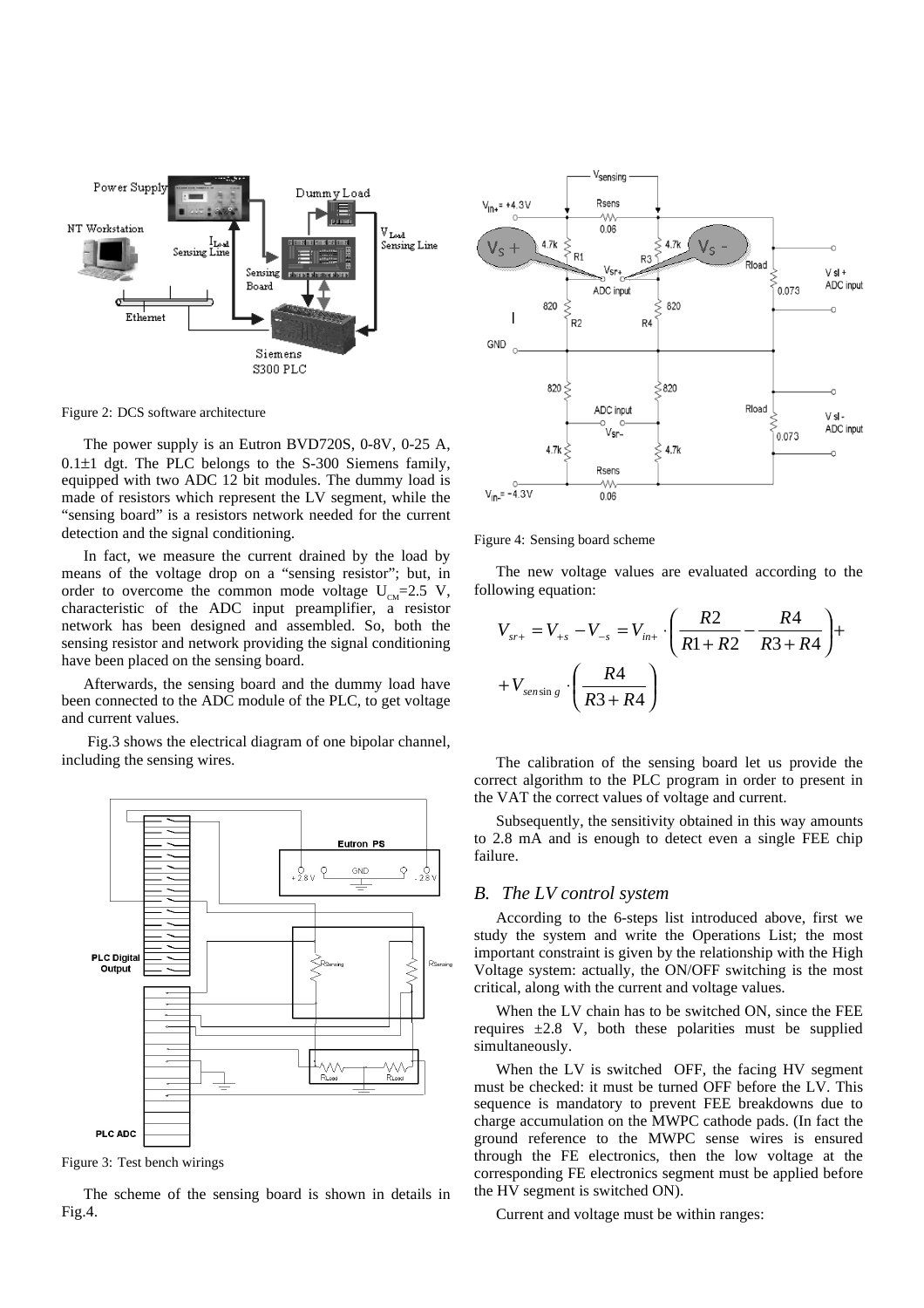Figure 2: DCS software architecture

The power supply is an Eutron BVD720S, 0-8V, 0-25 A, 0.1±1 dgt. The PLC belongs to the S-300 Siemens family, equipped with two ADC 12 bit modules. The dummy load is made of resistors which represent the LV segment, while the "sensing board" is a resistors network needed for the current detection and the signal conditioning.

In fact, we measure the current drained by the load by means of the voltage drop on a "sensing resistor"; but, in order to overcome the common mode voltage $U_{CM}$=2.5 V, characteristic of the ADC input preamplifier, a resistor network has been designed and assembled. So, both the sensing resistor and network providing the signal conditioning have been placed on the sensing board.

Afterwards, the sensing board and the dummy load have been connected to the ADC module of the PLC, to get voltage and current values.

Fig.3 shows the electrical diagram of one bipolar channel, including the sensing wires.

Figure 3: Test bench wirings

The scheme of the sensing board is shown in details in Fig.4.

Figure 4: Sensing board scheme

The new voltage values are evaluated according to the following equation:

$$V_{sr+} = V_{+s} - V_{-s} = V_{in+} \cdot \left( \frac{R2}{R1+R2} - \frac{R4}{R3+R4} \right) + \\ + V_{sensing} \cdot \left( \frac{R4}{R3+R4} \right)$$

The calibration of the sensing board let us provide the correct algorithm to the PLC program in order to present in the VAT the correct values of voltage and current.

Subsequently, the sensitivity obtained in this way amounts to 2.8 mA and is enough to detect even a single FEE chip failure.

## *B. The LV control system*

According to the 6-steps list introduced above, first we study the system and write the Operations List; the most important constraint is given by the relationship with the High Voltage system: actually, the ON/OFF switching is the most critical, along with the current and voltage values.

When the LV chain has to be switched ON, since the FEE requires ±2.8 V, both these polarities must be supplied simultaneously.

When the LV is switched OFF, the facing HV segment must be checked: it must be turned OFF before the LV. This sequence is mandatory to prevent FEE breakdowns due to charge accumulation on the MWPC cathode pads. (In fact the ground reference to the MWPC sense wires is ensured through the FE electronics, then the low voltage at the corresponding FE electronics segment must be applied before the HV segment is switched ON).

Current and voltage must be within ranges: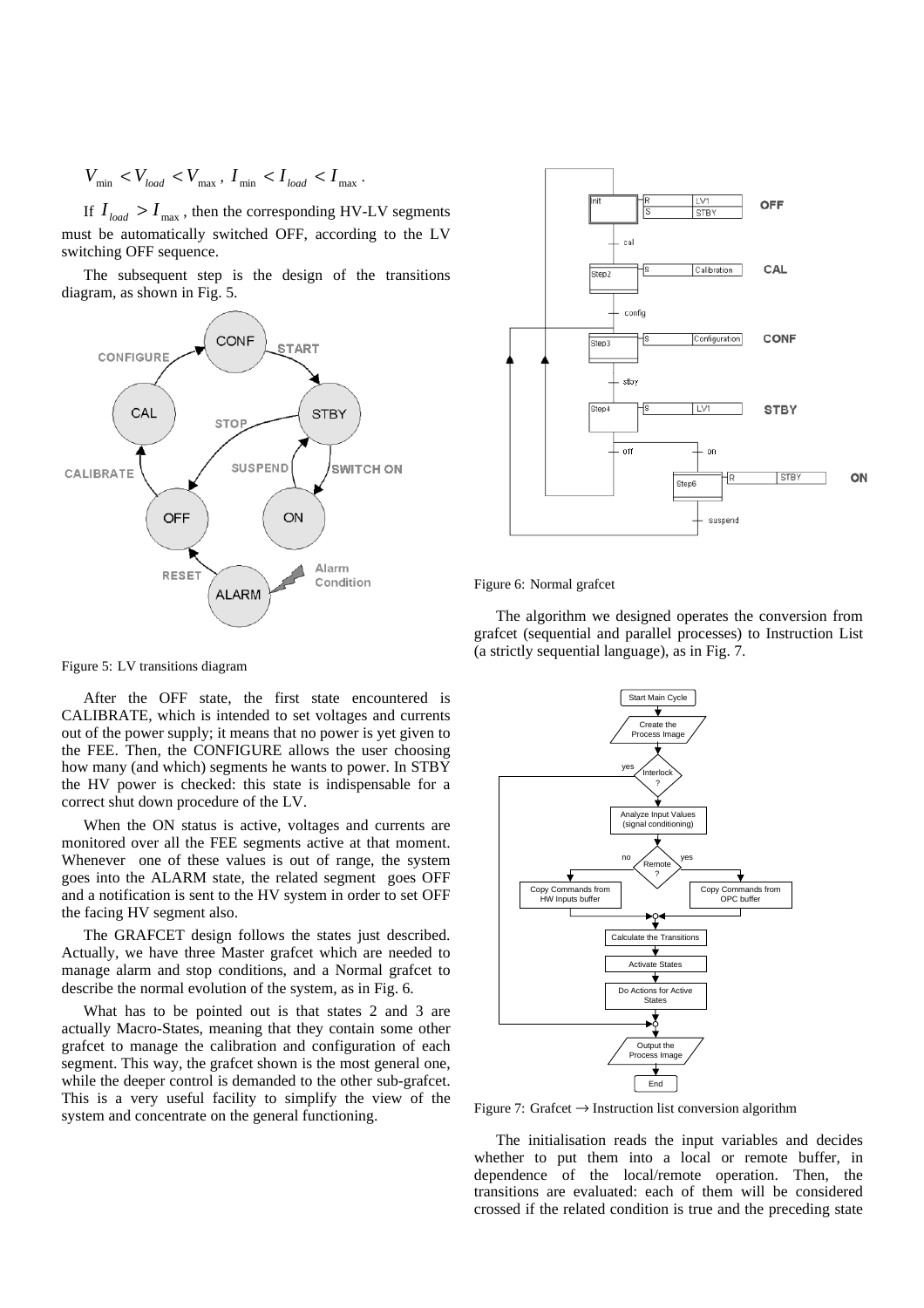$V_{min} < V_{load} < V_{max}$, $I_{min} < I_{load} < I_{max}$.

If $I_{load} > I_{max}$, then the corresponding HV-LV segments must be automatically switched OFF, according to the LV switching OFF sequence.

The subsequent step is the design of the transitions diagram, as shown in Fig. 5.

Figure 5: LV transitions diagram

After the OFF state, the first state encountered is CALIBRATE, which is intended to set voltages and currents out of the power supply; it means that no power is yet given to the FEE. Then, the CONFIGURE allows the user choosing how many (and which) segments he wants to power. In STBY the HV power is checked: this state is indispensable for a correct shut down procedure of the LV.

When the ON status is active, voltages and currents are monitored over all the FEE segments active at that moment. Whenever one of these values is out of range, the system goes into the ALARM state, the related segment goes OFF and a notification is sent to the HV system in order to set OFF the facing HV segment also.

The GRAFCET design follows the states just described. Actually, we have three Master grafcet which are needed to manage alarm and stop conditions, and a Normal grafcet to describe the normal evolution of the system, as in Fig. 6.

What has to be pointed out is that states 2 and 3 are actually Macro-States, meaning that they contain some other grafcet to manage the calibration and configuration of each segment. This way, the grafcet shown is the most general one, while the deeper control is demanded to the other sub-grafcet. This is a very useful facility to simplify the view of the system and concentrate on the general functioning.

Figure 6: Normal grafcet

The algorithm we designed operates the conversion from grafcet (sequential and parallel processes) to Instruction List (a strictly sequential language), as in Fig. 7.

Figure 7: Grafcet → Instruction list conversion algorithm

The initialisation reads the input variables and decides whether to put them into a local or remote buffer, in dependence of the local/remote operation. Then, the transitions are evaluated: each of them will be considered crossed if the related condition is true and the preceding state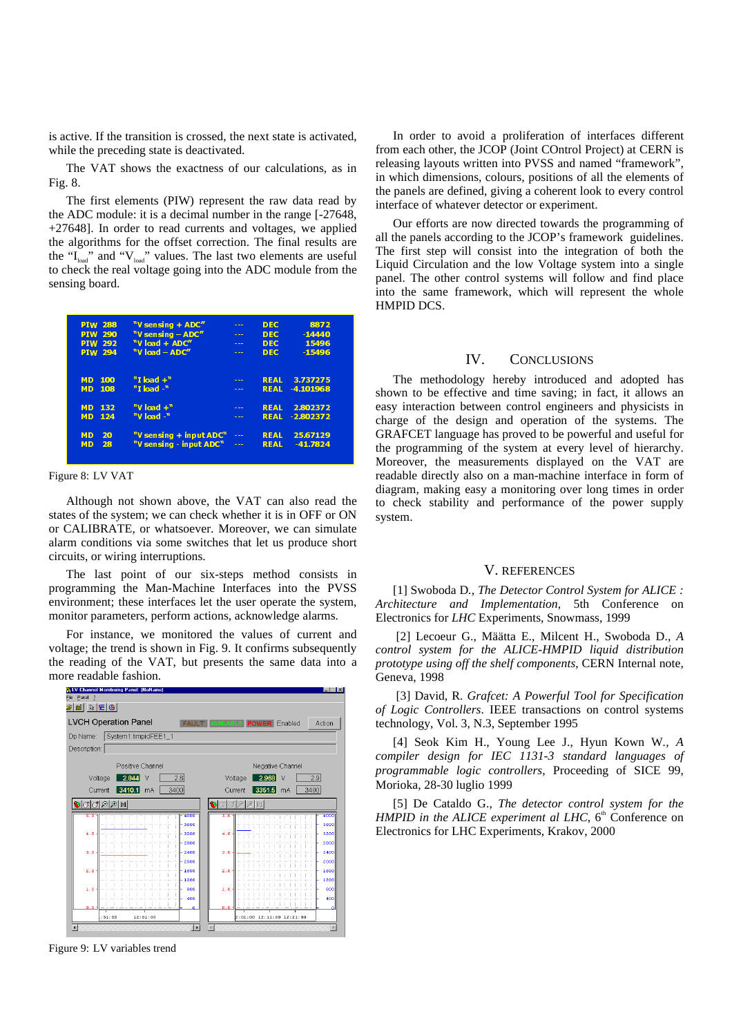is active. If the transition is crossed, the next state is activated, while the preceding state is deactivated.

The VAT shows the exactness of our calculations, as in Fig. 8.

The first elements (PIW) represent the raw data read by the ADC module: it is a decimal number in the range [-27648, +27648]. In order to read currents and voltages, we applied the algorithms for the offset correction. The final results are the "$I_{load}$" and "$V_{load}$" values. The last two elements are useful to check the real voltage going into the ADC module from the sensing board.

PIW 288 "V sensing + ADC" --- DEC 8872
PIW 290 "V sensing – ADC" --- DEC -14440
PIW 292 "V load + ADC" --- DEC 15496
PIW 294 "V load – ADC" --- DEC -15496

MD 100 "I load +" --- REAL 3.737275
MD 108 "I load -" --- REAL -4.101968

MD 132 "V load +" --- REAL 2.802372
MD 124 "V load -" --- REAL -2.802372

MD 20 "V sensing + input ADC" --- REAL 25.67129
MD 28 "V sensing - input ADC" --- REAL -41.7824

Figure 8: LV VAT

Although not shown above, the VAT can also read the states of the system; we can check whether it is in OFF or ON or CALIBRATE, or whatsoever. Moreover, we can simulate alarm conditions via some switches that let us produce short circuits, or wiring interruptions.

The last point of our six-steps method consists in programming the Man-Machine Interfaces into the PVSS environment; these interfaces let the user operate the system, monitor parameters, perform actions, acknowledge alarms.

For instance, we monitored the values of current and voltage; the trend is shown in Fig. 9. It confirms subsequently the reading of the VAT, but presents the same data into a more readable fashion.

LVCH Operation Panel
FAULT POWER Enabled Action
Dp Name: System1:hmpidFEE1_1
Description:
Positive Channel
Voltage 2.844 V 2.8
Current 3410.1 mA 3400
Negative Channel
Voltage 2.968 V 2.9
Current 3351.5 mA 3400

Figure 9: LV variables trend

In order to avoid a proliferation of interfaces different from each other, the JCOP (Joint COntrol Project) at CERN is releasing layouts written into PVSS and named "framework", in which dimensions, colours, positions of all the elements of the panels are defined, giving a coherent look to every control interface of whatever detector or experiment.

Our efforts are now directed towards the programming of all the panels according to the JCOP's framework guidelines. The first step will consist into the integration of both the Liquid Circulation and the low Voltage system into a single panel. The other control systems will follow and find place into the same framework, which will represent the whole HMPID DCS.

## IV. Conclusions

The methodology hereby introduced and adopted has shown to be effective and time saving; in fact, it allows an easy interaction between control engineers and physicists in charge of the design and operation of the systems. The GRAFCET language has proved to be powerful and useful for the programming of the system at every level of hierarchy. Moreover, the measurements displayed on the VAT are readable directly also on a man-machine interface in form of diagram, making easy a monitoring over long times in order to check stability and performance of the power supply system.

## V. References

[1] Swoboda D., *The Detector Control System for ALICE : Architecture and Implementation*, 5th Conference on Electronics for LHC Experiments, Snowmass, 1999

[2] Lecoeur G., Määtta E., Milcent H., Swoboda D., *A control system for the ALICE-HMPID liquid distribution prototype using off the shelf components*, CERN Internal note, Geneva, 1998

[3] David, R. *Grafcet: A Powerful Tool for Specification of Logic Controllers*. IEEE transactions on control systems technology, Vol. 3, N.3, September 1995

[4] Seok Kim H., Young Lee J., Hyun Kown W., *A compiler design for IEC 1131-3 standard languages of programmable logic controllers*, Proceeding of SICE 99, Morioka, 28-30 luglio 1999

[5] De Cataldo G., *The detector control system for the HMPID in the ALICE experiment al LHC*, 6th Conference on Electronics for LHC Experiments, Krakov, 2000